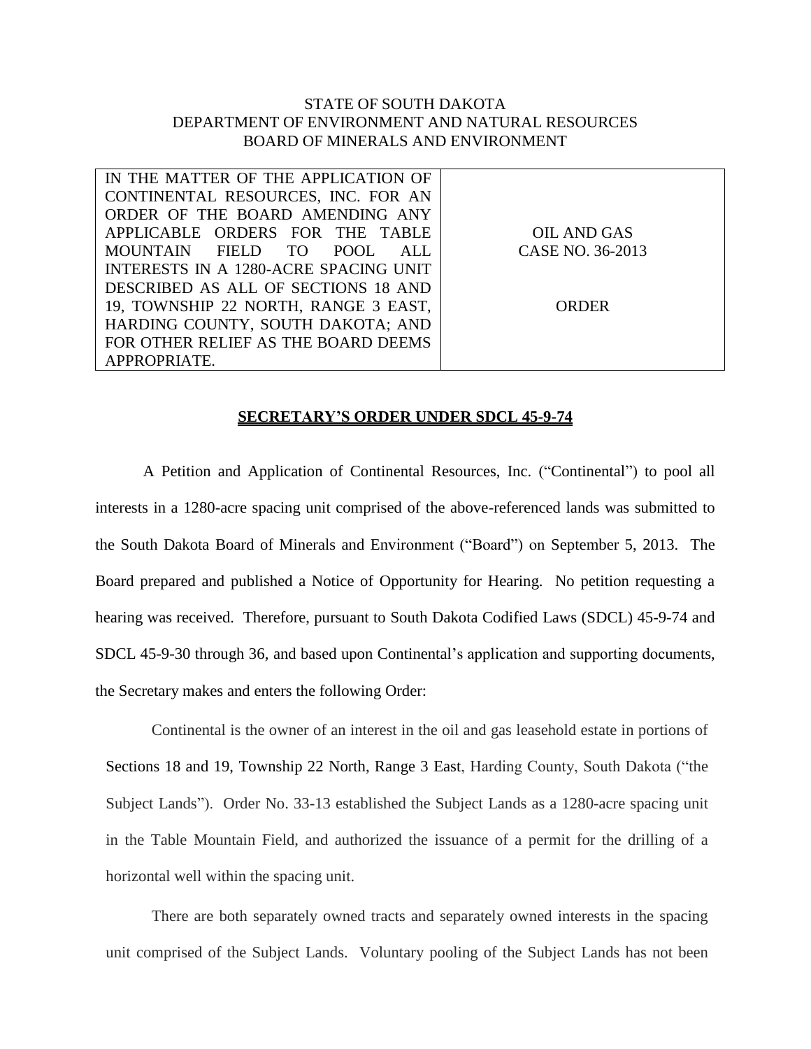STATE OF SOUTH DAKOTA
DEPARTMENT OF ENVIRONMENT AND NATURAL RESOURCES
BOARD OF MINERALS AND ENVIRONMENT

| IN THE MATTER OF THE APPLICATION OF CONTINENTAL RESOURCES, INC. FOR AN ORDER OF THE BOARD AMENDING ANY APPLICABLE ORDERS FOR THE TABLE MOUNTAIN FIELD TO POOL ALL INTERESTS IN A 1280-ACRE SPACING UNIT DESCRIBED AS ALL OF SECTIONS 18 AND 19, TOWNSHIP 22 NORTH, RANGE 3 EAST, HARDING COUNTY, SOUTH DAKOTA; AND FOR OTHER RELIEF AS THE BOARD DEEMS APPROPRIATE. | OIL AND GAS<br>CASE NO. 36-2013<br><br>ORDER |
|---|---|

**SECRETARY'S ORDER UNDER SDCL 45-9-74**

A Petition and Application of Continental Resources, Inc. ("Continental") to pool all interests in a 1280-acre spacing unit comprised of the above-referenced lands was submitted to the South Dakota Board of Minerals and Environment ("Board") on September 5, 2013. The Board prepared and published a Notice of Opportunity for Hearing. No petition requesting a hearing was received. Therefore, pursuant to South Dakota Codified Laws (SDCL) 45-9-74 and SDCL 45-9-30 through 36, and based upon Continental's application and supporting documents, the Secretary makes and enters the following Order:

Continental is the owner of an interest in the oil and gas leasehold estate in portions of Sections 18 and 19, Township 22 North, Range 3 East, Harding County, South Dakota ("the Subject Lands"). Order No. 33-13 established the Subject Lands as a 1280-acre spacing unit in the Table Mountain Field, and authorized the issuance of a permit for the drilling of a horizontal well within the spacing unit.

There are both separately owned tracts and separately owned interests in the spacing unit comprised of the Subject Lands. Voluntary pooling of the Subject Lands has not been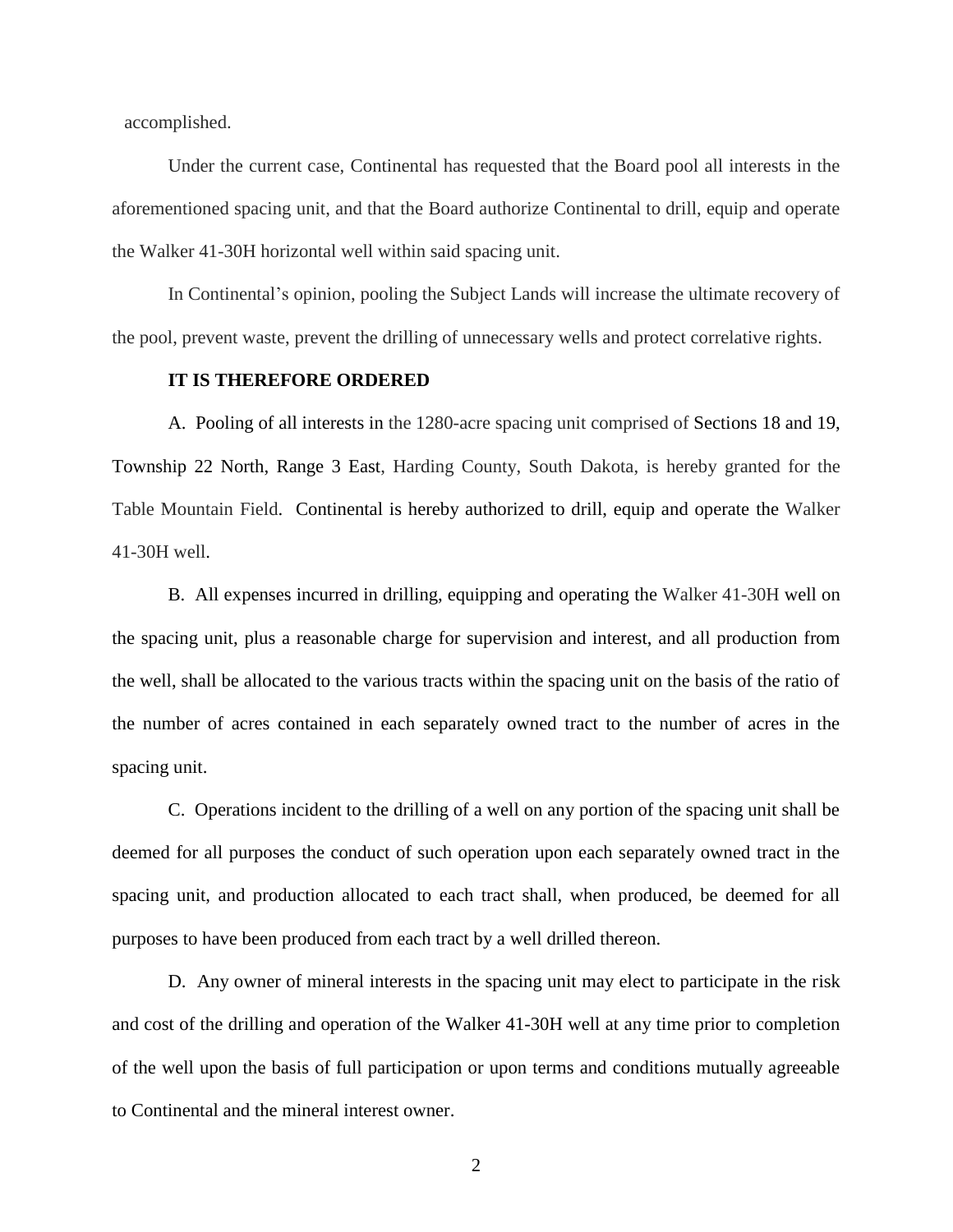accomplished.

Under the current case, Continental has requested that the Board pool all interests in the aforementioned spacing unit, and that the Board authorize Continental to drill, equip and operate the Walker 41-30H horizontal well within said spacing unit.

In Continental's opinion, pooling the Subject Lands will increase the ultimate recovery of the pool, prevent waste, prevent the drilling of unnecessary wells and protect correlative rights.

**IT IS THEREFORE ORDERED**

A. Pooling of all interests in the 1280-acre spacing unit comprised of Sections 18 and 19, Township 22 North, Range 3 East, Harding County, South Dakota, is hereby granted for the Table Mountain Field. Continental is hereby authorized to drill, equip and operate the Walker 41-30H well.

B. All expenses incurred in drilling, equipping and operating the Walker 41-30H well on the spacing unit, plus a reasonable charge for supervision and interest, and all production from the well, shall be allocated to the various tracts within the spacing unit on the basis of the ratio of the number of acres contained in each separately owned tract to the number of acres in the spacing unit.

C. Operations incident to the drilling of a well on any portion of the spacing unit shall be deemed for all purposes the conduct of such operation upon each separately owned tract in the spacing unit, and production allocated to each tract shall, when produced, be deemed for all purposes to have been produced from each tract by a well drilled thereon.

D. Any owner of mineral interests in the spacing unit may elect to participate in the risk and cost of the drilling and operation of the Walker 41-30H well at any time prior to completion of the well upon the basis of full participation or upon terms and conditions mutually agreeable to Continental and the mineral interest owner.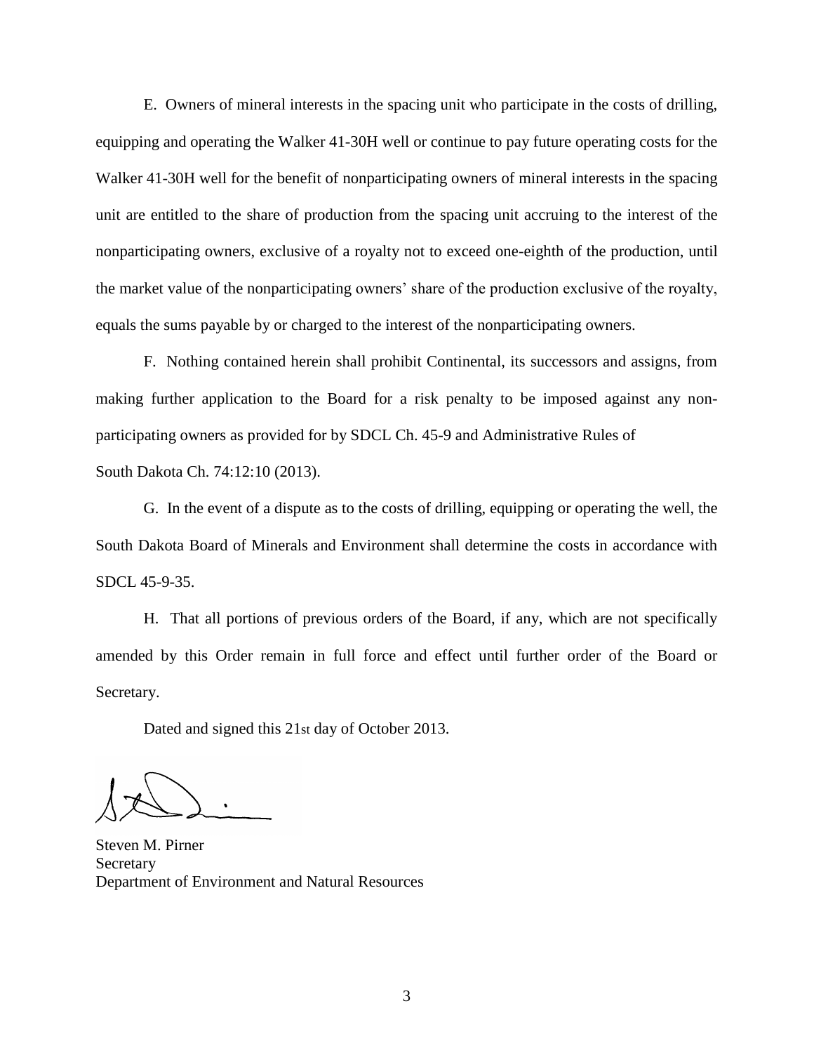E. Owners of mineral interests in the spacing unit who participate in the costs of drilling, equipping and operating the Walker 41-30H well or continue to pay future operating costs for the Walker 41-30H well for the benefit of nonparticipating owners of mineral interests in the spacing unit are entitled to the share of production from the spacing unit accruing to the interest of the nonparticipating owners, exclusive of a royalty not to exceed one-eighth of the production, until the market value of the nonparticipating owners' share of the production exclusive of the royalty, equals the sums payable by or charged to the interest of the nonparticipating owners.

F. Nothing contained herein shall prohibit Continental, its successors and assigns, from making further application to the Board for a risk penalty to be imposed against any non-participating owners as provided for by SDCL Ch. 45-9 and Administrative Rules of South Dakota Ch. 74:12:10 (2013).

G. In the event of a dispute as to the costs of drilling, equipping or operating the well, the South Dakota Board of Minerals and Environment shall determine the costs in accordance with SDCL 45-9-35.

H. That all portions of previous orders of the Board, if any, which are not specifically amended by this Order remain in full force and effect until further order of the Board or Secretary.

Dated and signed this 21st day of October 2013.

Steven M. Pirner
Secretary
Department of Environment and Natural Resources